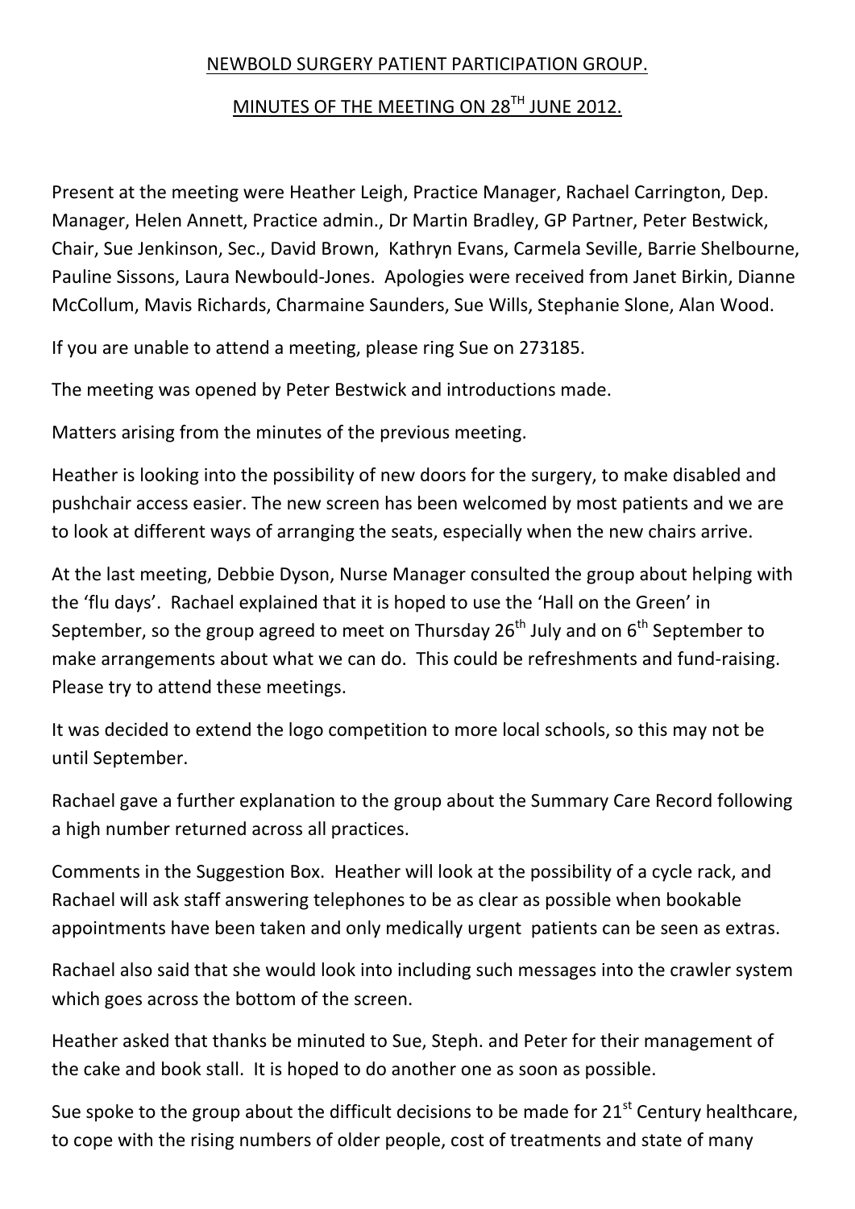# NEWBOLD SURGERY PATIENT PARTICIPATION GROUP.

## MINUTES OF THE MEETING ON 28TH JUNE 2012.

Present at the meeting were Heather Leigh, Practice Manager, Rachael Carrington, Dep. Manager, Helen Annett, Practice admin., Dr Martin Bradley, GP Partner, Peter Bestwick, Chair, Sue Jenkinson, Sec., David Brown, Kathryn Evans, Carmela Seville, Barrie Shelbourne, Pauline Sissons, Laura Newbould-Jones. Apologies were received from Janet Birkin, Dianne McCollum, Mavis Richards, Charmaine Saunders, Sue Wills, Stephanie Slone, Alan Wood.

If you are unable to attend a meeting, please ring Sue on 273185.

The meeting was opened by Peter Bestwick and introductions made.

Matters arising from the minutes of the previous meeting.

Heather is looking into the possibility of new doors for the surgery, to make disabled and pushchair access easier. The new screen has been welcomed by most patients and we are to look at different ways of arranging the seats, especially when the new chairs arrive.

At the last meeting, Debbie Dyson, Nurse Manager consulted the group about helping with the 'flu days'. Rachael explained that it is hoped to use the 'Hall on the Green' in September, so the group agreed to meet on Thursday 26th July and on 6th September to make arrangements about what we can do. This could be refreshments and fund-raising. Please try to attend these meetings.

It was decided to extend the logo competition to more local schools, so this may not be until September.

Rachael gave a further explanation to the group about the Summary Care Record following a high number returned across all practices.

Comments in the Suggestion Box. Heather will look at the possibility of a cycle rack, and Rachael will ask staff answering telephones to be as clear as possible when bookable appointments have been taken and only medically urgent patients can be seen as extras.

Rachael also said that she would look into including such messages into the crawler system which goes across the bottom of the screen.

Heather asked that thanks be minuted to Sue, Steph. and Peter for their management of the cake and book stall. It is hoped to do another one as soon as possible.

Sue spoke to the group about the difficult decisions to be made for 21st Century healthcare, to cope with the rising numbers of older people, cost of treatments and state of many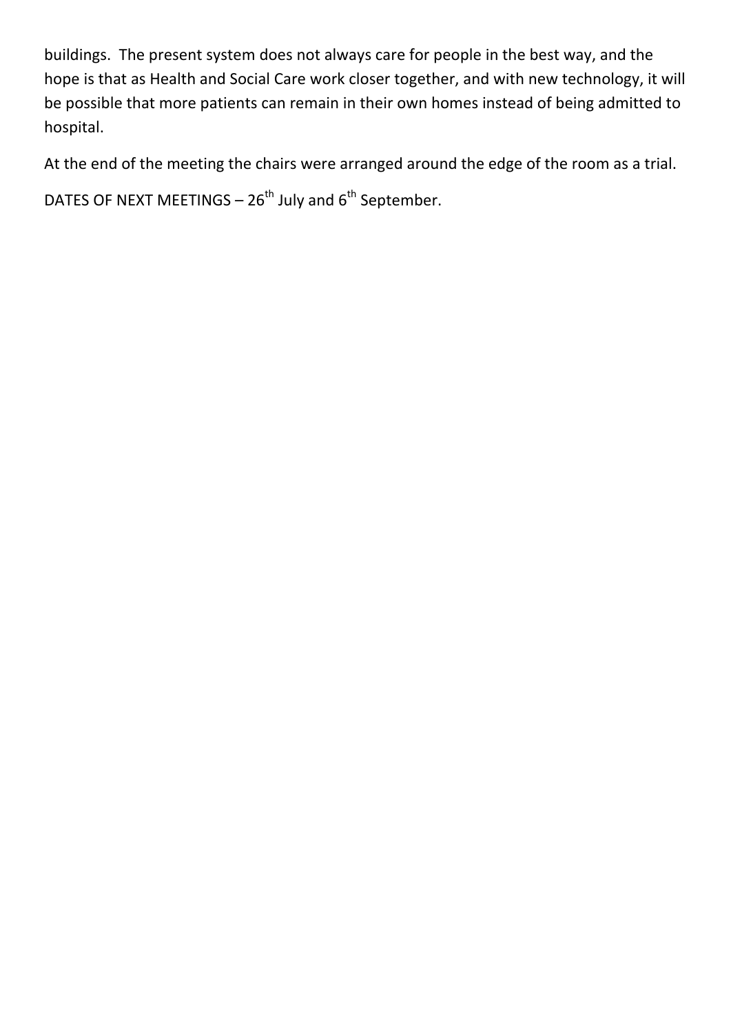buildings. The present system does not always care for people in the best way, and the hope is that as Health and Social Care work closer together, and with new technology, it will be possible that more patients can remain in their own homes instead of being admitted to hospital.

At the end of the meeting the chairs were arranged around the edge of the room as a trial.

DATES OF NEXT MEETINGS – 26th July and 6th September.